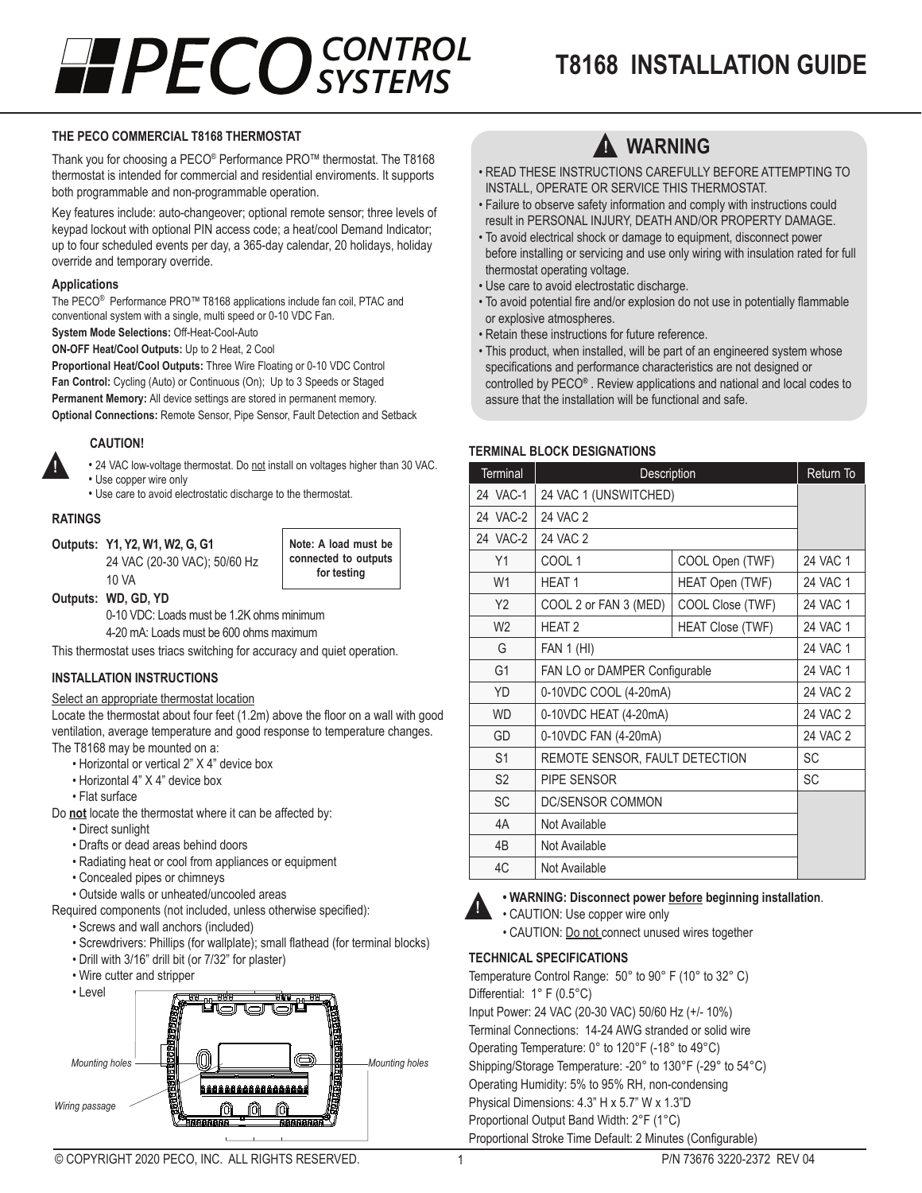# PECO CONTROL SYSTEMS

# T8168 INSTALLATION GUIDE

### THE PECO COMMERCIAL T8168 THERMOSTAT

Thank you for choosing a PECO® Performance PRO™ thermostat. The T8168 thermostat is intended for commercial and residential enviroments. It supports both programmable and non-programmable operation.

Key features include: auto-changeover; optional remote sensor; three levels of keypad lockout with optional PIN access code; a heat/cool Demand Indicator; up to four scheduled events per day, a 365-day calendar, 20 holidays, holiday override and temporary override.

#### Applications

The PECO® Performance PRO™ T8168 applications include fan coil, PTAC and conventional system with a single, multi speed or 0-10 VDC Fan.

**System Mode Selections:** Off-Heat-Cool-Auto

**ON-OFF Heat/Cool Outputs:** Up to 2 Heat, 2 Cool

**Proportional Heat/Cool Outputs:** Three Wire Floating or 0-10 VDC Control

**Fan Control:** Cycling (Auto) or Continuous (On); Up to 3 Speeds or Staged

**Permanent Memory:** All device settings are stored in permanent memory.

**Optional Connections:** Remote Sensor, Pipe Sensor, Fault Detection and Setback

#### CAUTION!

- 24 VAC low-voltage thermostat. Do not install on voltages higher than 30 VAC.
- Use copper wire only
- Use care to avoid electrostatic discharge to the thermostat.

### RATINGS

**Outputs: Y1, Y2, W1, W2, G, G1**
24 VAC (20-30 VAC); 50/60 Hz
10 VA

**Note: A load must be connected to outputs for testing**

**Outputs: WD, GD, YD**
0-10 VDC: Loads must be 1.2K ohms minimum
4-20 mA: Loads must be 600 ohms maximum

This thermostat uses triacs switching for accuracy and quiet operation.

### INSTALLATION INSTRUCTIONS

Select an appropriate thermostat location

Locate the thermostat about four feet (1.2m) above the floor on a wall with good ventilation, average temperature and good response to temperature changes.

The T8168 may be mounted on a:

- Horizontal or vertical 2" X 4" device box
- Horizontal 4" X 4" device box
- Flat surface

Do **not** locate the thermostat where it can be affected by:

- Direct sunlight
- Drafts or dead areas behind doors
- Radiating heat or cool from appliances or equipment
- Concealed pipes or chimneys
- Outside walls or unheated/uncooled areas

Required components (not included, unless otherwise specified):

- Screws and wall anchors (included)
- Screwdrivers: Phillips (for wallplate); small flathead (for terminal blocks)
- Drill with 3/16" drill bit (or 7/32" for plaster)
- Wire cutter and stripper
- Level

*Mounting holes* *Mounting holes* *Wiring passage*

## WARNING

- READ THESE INSTRUCTIONS CAREFULLY BEFORE ATTEMPTING TO INSTALL, OPERATE OR SERVICE THIS THERMOSTAT.
- Failure to observe safety information and comply with instructions could result in PERSONAL INJURY, DEATH AND/OR PROPERTY DAMAGE.
- To avoid electrical shock or damage to equipment, disconnect power before installing or servicing and use only wiring with insulation rated for full thermostat operating voltage.
- Use care to avoid electrostatic discharge.
- To avoid potential fire and/or explosion do not use in potentially flammable or explosive atmospheres.
- Retain these instructions for future reference.
- This product, when installed, will be part of an engineered system whose specifications and performance characteristics are not designed or controlled by PECO®. Review applications and national and local codes to assure that the installation will be functional and safe.

### TERMINAL BLOCK DESIGNATIONS

| Terminal | Description | | Return To |
|---|---|---|---|
| 24 VAC-1 | 24 VAC 1 (UNSWITCHED) | | |
| 24 VAC-2 | 24 VAC 2 | | |
| 24 VAC-2 | 24 VAC 2 | | |
| Y1 | COOL 1 | COOL Open (TWF) | 24 VAC 1 |
| W1 | HEAT 1 | HEAT Open (TWF) | 24 VAC 1 |
| Y2 | COOL 2 or FAN 3 (MED) | COOL Close (TWF) | 24 VAC 1 |
| W2 | HEAT 2 | HEAT Close (TWF) | 24 VAC 1 |
| G | FAN 1 (HI) | | 24 VAC 1 |
| G1 | FAN LO or DAMPER Configurable | | 24 VAC 1 |
| YD | 0-10VDC COOL (4-20mA) | | 24 VAC 2 |
| WD | 0-10VDC HEAT (4-20mA) | | 24 VAC 2 |
| GD | 0-10VDC FAN (4-20mA) | | 24 VAC 2 |
| S1 | REMOTE SENSOR, FAULT DETECTION | | SC |
| S2 | PIPE SENSOR | | SC |
| SC | DC/SENSOR COMMON | | |
| 4A | Not Available | | |
| 4B | Not Available | | |
| 4C | Not Available | | |

- **WARNING: Disconnect power before beginning installation**.
- CAUTION: Use copper wire only
- CAUTION: Do not connect unused wires together

### TECHNICAL SPECIFICATIONS

Temperature Control Range: 50° to 90° F (10° to 32° C)
Differential: 1° F (0.5°C)
Input Power: 24 VAC (20-30 VAC) 50/60 Hz (+/- 10%)
Terminal Connections: 14-24 AWG stranded or solid wire
Operating Temperature: 0° to 120°F (-18° to 49°C)
Shipping/Storage Temperature: -20° to 130°F (-29° to 54°C)
Operating Humidity: 5% to 95% RH, non-condensing
Physical Dimensions: 4.3" H x 5.7" W x 1.3"D
Proportional Output Band Width: 2°F (1°C)
Proportional Stroke Time Default: 2 Minutes (Configurable)

© COPYRIGHT 2020 PECO, INC. ALL RIGHTS RESERVED.

P/N 73676 3220-2372 REV 04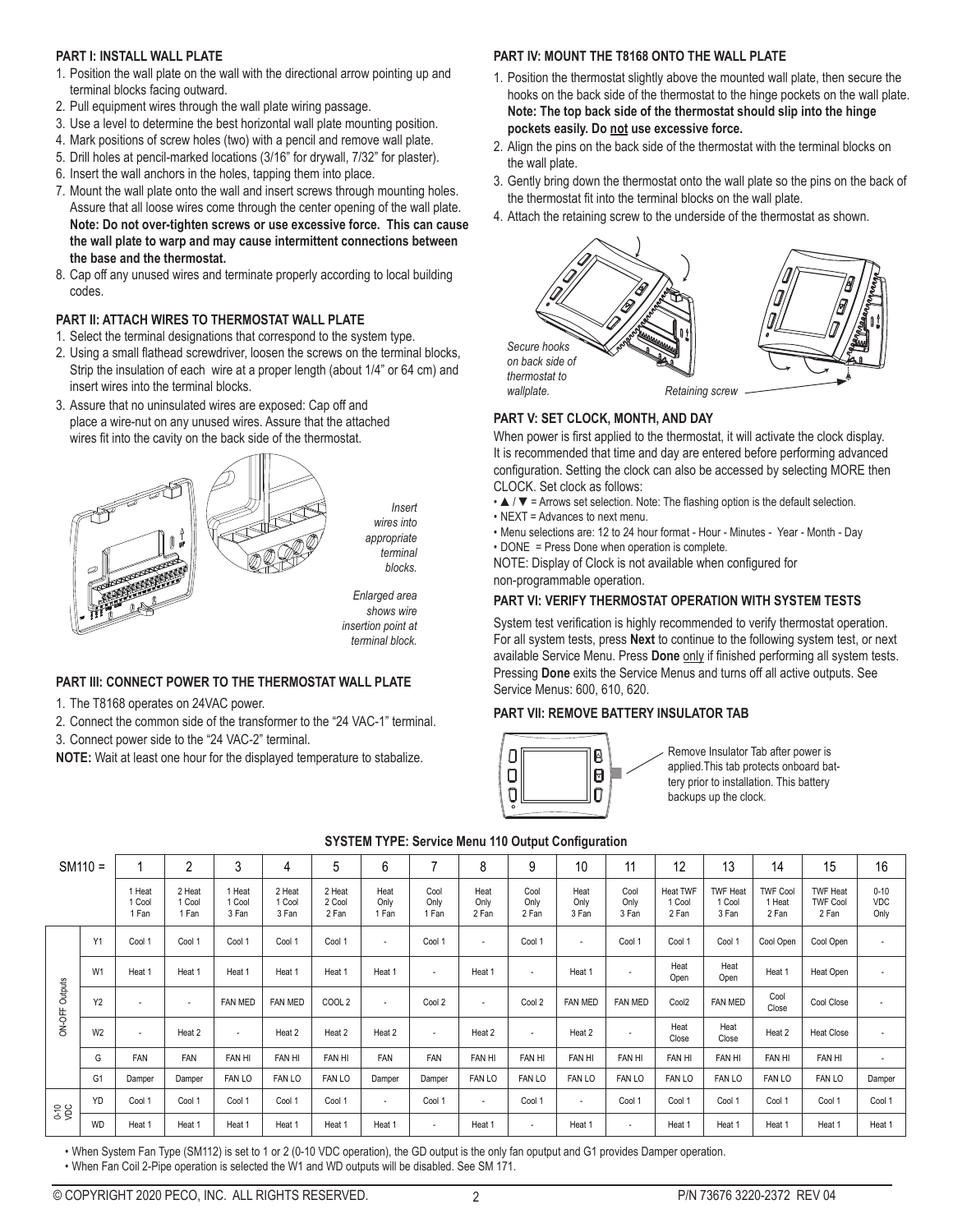**PART I: INSTALL WALL PLATE**

1. Position the wall plate on the wall with the directional arrow pointing up and terminal blocks facing outward.
2. Pull equipment wires through the wall plate wiring passage.
3. Use a level to determine the best horizontal wall plate mounting position.
4. Mark positions of screw holes (two) with a pencil and remove wall plate.
5. Drill holes at pencil-marked locations (3/16" for drywall, 7/32" for plaster).
6. Insert the wall anchors in the holes, tapping them into place.
7. Mount the wall plate onto the wall and insert screws through mounting holes. Assure that all loose wires come through the center opening of the wall plate. **Note: Do not over-tighten screws or use excessive force. This can cause the wall plate to warp and may cause intermittent connections between the base and the thermostat.**
8. Cap off any unused wires and terminate properly according to local building codes.

**PART II: ATTACH WIRES TO THERMOSTAT WALL PLATE**

1. Select the terminal designations that correspond to the system type.
2. Using a small flathead screwdriver, loosen the screws on the terminal blocks, Strip the insulation of each wire at a proper length (about 1/4" or 64 cm) and insert wires into the terminal blocks.
3. Assure that no uninsulated wires are exposed: Cap off and place a wire-nut on any unused wires. Assure that the attached wires fit into the cavity on the back side of the thermostat.

*Insert wires into appropriate terminal blocks.*

*Enlarged area shows wire insertion point at terminal block.*

**PART III: CONNECT POWER TO THE THERMOSTAT WALL PLATE**

1. The T8168 operates on 24VAC power.
2. Connect the common side of the transformer to the "24 VAC-1" terminal.
3. Connect power side to the "24 VAC-2" terminal.

**NOTE:** Wait at least one hour for the displayed temperature to stabalize.

**PART IV: MOUNT THE T8168 ONTO THE WALL PLATE**

1. Position the thermostat slightly above the mounted wall plate, then secure the hooks on the back side of the thermostat to the hinge pockets on the wall plate. **Note: The top back side of the thermostat should slip into the hinge pockets easily. Do not use excessive force.**
2. Align the pins on the back side of the thermostat with the terminal blocks on the wall plate.
3. Gently bring down the thermostat onto the wall plate so the pins on the back of the thermostat fit into the terminal blocks on the wall plate.
4. Attach the retaining screw to the underside of the thermostat as shown.

*Secure hooks on back side of thermostat to wallplate.*

*Retaining screw*

**PART V: SET CLOCK, MONTH, AND DAY**

When power is first applied to the thermostat, it will activate the clock display. It is recommended that time and day are entered before performing advanced configuration. Setting the clock can also be accessed by selecting MORE then CLOCK. Set clock as follows:

- ▲ / ▼ = Arrows set selection. Note: The flashing option is the default selection.
- NEXT = Advances to next menu.
- Menu selections are: 12 to 24 hour format - Hour - Minutes - Year - Month - Day
- DONE = Press Done when operation is complete.

NOTE: Display of Clock is not available when configured for non-programmable operation.

**PART VI: VERIFY THERMOSTAT OPERATION WITH SYSTEM TESTS**

System test verification is highly recommended to verify thermostat operation. For all system tests, press **Next** to continue to the following system test, or next available Service Menu. Press **Done** only if finished performing all system tests. Pressing **Done** exits the Service Menus and turns off all active outputs. See Service Menus: 600, 610, 620.

**PART VII: REMOVE BATTERY INSULATOR TAB**

Remove Insulator Tab after power is applied.This tab protects onboard battery prior to installation. This battery backups up the clock.

**SYSTEM TYPE: Service Menu 110 Output Configuration**

| SM110 = | | 1 | 2 | 3 | 4 | 5 | 6 | 7 | 8 | 9 | 10 | 11 | 12 | 13 | 14 | 15 | 16 |
|---|---|---|---|---|---|---|---|---|---|---|---|---|---|---|---|---|---|
| | | 1 Heat 1 Cool 1 Fan | 2 Heat 1 Cool 1 Fan | 1 Heat 1 Cool 3 Fan | 2 Heat 1 Cool 3 Fan | 2 Heat 2 Cool 2 Fan | Heat Only 1 Fan | Cool Only 1 Fan | Heat Only 2 Fan | Cool Only 2 Fan | Heat Only 3 Fan | Cool Only 3 Fan | Heat TWF 1 Cool 2 Fan | TWF Heat 1 Cool 3 Fan | TWF Cool 1 Heat 2 Fan | TWF Heat TWF Cool 2 Fan | 0-10 VDC Only |
| ON-OFF Outputs | Y1 | Cool 1 | Cool 1 | Cool 1 | Cool 1 | Cool 1 | - | Cool 1 | - | Cool 1 | - | Cool 1 | Cool 1 | Cool 1 | Cool Open | Cool Open | - |
| | W1 | Heat 1 | Heat 1 | Heat 1 | Heat 1 | Heat 1 | Heat 1 | - | Heat 1 | - | Heat 1 | - | Heat Open | Heat Open | Heat 1 | Heat Open | - |
| | Y2 | - | - | FAN MED | FAN MED | COOL 2 | - | Cool 2 | - | Cool 2 | FAN MED | FAN MED | Cool2 | FAN MED | Cool Close | Cool Close | - |
| | W2 | - | Heat 2 | - | Heat 2 | Heat 2 | Heat 2 | - | Heat 2 | - | Heat 2 | - | Heat Close | Heat Close | Heat 2 | Heat Close | - |
| | G | FAN | FAN | FAN HI | FAN HI | FAN HI | FAN | FAN | FAN HI | FAN HI | FAN HI | FAN HI | FAN HI | FAN HI | FAN HI | FAN HI | - |
| | G1 | Damper | Damper | FAN LO | FAN LO | FAN LO | Damper | Damper | FAN LO | FAN LO | FAN LO | FAN LO | FAN LO | FAN LO | FAN LO | FAN LO | Damper |
| 0-10 VDC | YD | Cool 1 | Cool 1 | Cool 1 | Cool 1 | Cool 1 | - | Cool 1 | - | Cool 1 | - | Cool 1 | Cool 1 | Cool 1 | Cool 1 | Cool 1 | Cool 1 |
| | WD | Heat 1 | Heat 1 | Heat 1 | Heat 1 | Heat 1 | Heat 1 | - | Heat 1 | - | Heat 1 | - | Heat 1 | Heat 1 | Heat 1 | Heat 1 | Heat 1 |

- When System Fan Type (SM112) is set to 1 or 2 (0-10 VDC operation), the GD output is the only fan oputput and G1 provides Damper operation.
- When Fan Coil 2-Pipe operation is selected the W1 and WD outputs will be disabled. See SM 171.

© COPYRIGHT 2020 PECO, INC. ALL RIGHTS RESERVED. P/N 73676 3220-2372 REV 04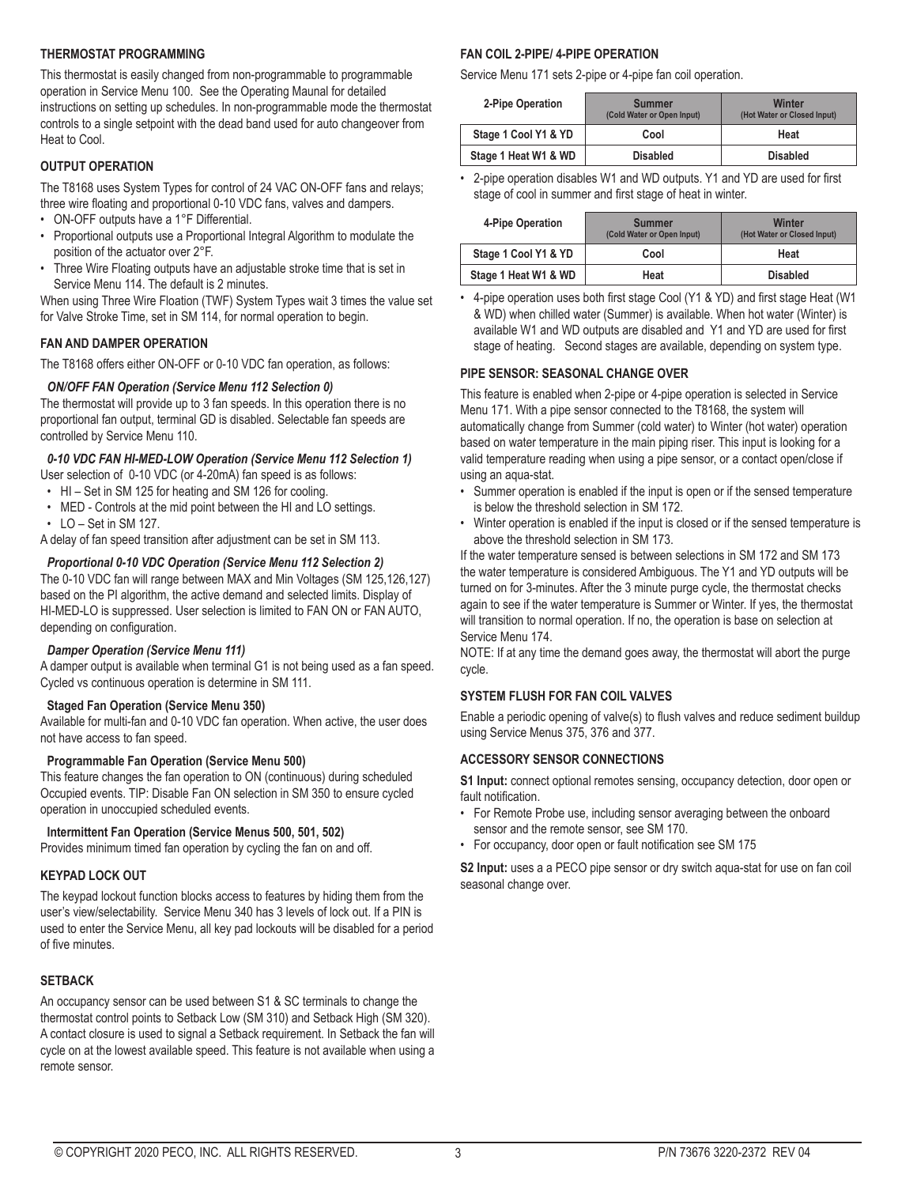### THERMOSTAT PROGRAMMING

This thermostat is easily changed from non-programmable to programmable operation in Service Menu 100. See the Operating Maunal for detailed instructions on setting up schedules. In non-programmable mode the thermostat controls to a single setpoint with the dead band used for auto changeover from Heat to Cool.

### OUTPUT OPERATION

The T8168 uses System Types for control of 24 VAC ON-OFF fans and relays; three wire floating and proportional 0-10 VDC fans, valves and dampers.

- ON-OFF outputs have a 1°F Differential.
- Proportional outputs use a Proportional Integral Algorithm to modulate the position of the actuator over 2°F.
- Three Wire Floating outputs have an adjustable stroke time that is set in Service Menu 114. The default is 2 minutes.

When using Three Wire Floation (TWF) System Types wait 3 times the value set for Valve Stroke Time, set in SM 114, for normal operation to begin.

### FAN AND DAMPER OPERATION

The T8168 offers either ON-OFF or 0-10 VDC fan operation, as follows:

***ON/OFF FAN Operation (Service Menu 112 Selection 0)***

The thermostat will provide up to 3 fan speeds. In this operation there is no proportional fan output, terminal GD is disabled. Selectable fan speeds are controlled by Service Menu 110.

***0-10 VDC FAN HI-MED-LOW Operation (Service Menu 112 Selection 1)***

User selection of 0-10 VDC (or 4-20mA) fan speed is as follows:

- HI – Set in SM 125 for heating and SM 126 for cooling.
- MED - Controls at the mid point between the HI and LO settings.
- LO – Set in SM 127.

A delay of fan speed transition after adjustment can be set in SM 113.

***Proportional 0-10 VDC Operation (Service Menu 112 Selection 2)***

The 0-10 VDC fan will range between MAX and Min Voltages (SM 125,126,127) based on the PI algorithm, the active demand and selected limits. Display of HI-MED-LO is suppressed. User selection is limited to FAN ON or FAN AUTO, depending on configuration.

***Damper Operation (Service Menu 111)***

A damper output is available when terminal G1 is not being used as a fan speed. Cycled vs continuous operation is determine in SM 111.

**Staged Fan Operation (Service Menu 350)**

Available for multi-fan and 0-10 VDC fan operation. When active, the user does not have access to fan speed.

**Programmable Fan Operation (Service Menu 500)**

This feature changes the fan operation to ON (continuous) during scheduled Occupied events. TIP: Disable Fan ON selection in SM 350 to ensure cycled operation in unoccupied scheduled events.

**Intermittent Fan Operation (Service Menus 500, 501, 502)**

Provides minimum timed fan operation by cycling the fan on and off.

### KEYPAD LOCK OUT

The keypad lockout function blocks access to features by hiding them from the user's view/selectability. Service Menu 340 has 3 levels of lock out. If a PIN is used to enter the Service Menu, all key pad lockouts will be disabled for a period of five minutes.

### SETBACK

An occupancy sensor can be used between S1 & SC terminals to change the thermostat control points to Setback Low (SM 310) and Setback High (SM 320). A contact closure is used to signal a Setback requirement. In Setback the fan will cycle on at the lowest available speed. This feature is not available when using a remote sensor.

### FAN COIL 2-PIPE/ 4-PIPE OPERATION

Service Menu 171 sets 2-pipe or 4-pipe fan coil operation.

| 2-Pipe Operation | Summer (Cold Water or Open Input) | Winter (Hot Water or Closed Input) |
|---|---|---|
| Stage 1 Cool Y1 & YD | Cool | Heat |
| Stage 1 Heat W1 & WD | Disabled | Disabled |

- 2-pipe operation disables W1 and WD outputs. Y1 and YD are used for first stage of cool in summer and first stage of heat in winter.

| 4-Pipe Operation | Summer (Cold Water or Open Input) | Winter (Hot Water or Closed Input) |
|---|---|---|
| Stage 1 Cool Y1 & YD | Cool | Heat |
| Stage 1 Heat W1 & WD | Heat | Disabled |

- 4-pipe operation uses both first stage Cool (Y1 & YD) and first stage Heat (W1 & WD) when chilled water (Summer) is available. When hot water (Winter) is available W1 and WD outputs are disabled and Y1 and YD are used for first stage of heating. Second stages are available, depending on system type.

### PIPE SENSOR: SEASONAL CHANGE OVER

This feature is enabled when 2-pipe or 4-pipe operation is selected in Service Menu 171. With a pipe sensor connected to the T8168, the system will automatically change from Summer (cold water) to Winter (hot water) operation based on water temperature in the main piping riser. This input is looking for a valid temperature reading when using a pipe sensor, or a contact open/close if using an aqua-stat.

- Summer operation is enabled if the input is open or if the sensed temperature is below the threshold selection in SM 172.
- Winter operation is enabled if the input is closed or if the sensed temperature is above the threshold selection in SM 173.

If the water temperature sensed is between selections in SM 172 and SM 173 the water temperature is considered Ambiguous. The Y1 and YD outputs will be turned on for 3-minutes. After the 3 minute purge cycle, the thermostat checks again to see if the water temperature is Summer or Winter. If yes, the thermostat will transition to normal operation. If no, the operation is base on selection at Service Menu 174.

NOTE: If at any time the demand goes away, the thermostat will abort the purge cycle.

### SYSTEM FLUSH FOR FAN COIL VALVES

Enable a periodic opening of valve(s) to flush valves and reduce sediment buildup using Service Menus 375, 376 and 377.

### ACCESSORY SENSOR CONNECTIONS

**S1 Input:** connect optional remotes sensing, occupancy detection, door open or fault notification.

- For Remote Probe use, including sensor averaging between the onboard sensor and the remote sensor, see SM 170.
- For occupancy, door open or fault notification see SM 175

**S2 Input:** uses a a PECO pipe sensor or dry switch aqua-stat for use on fan coil seasonal change over.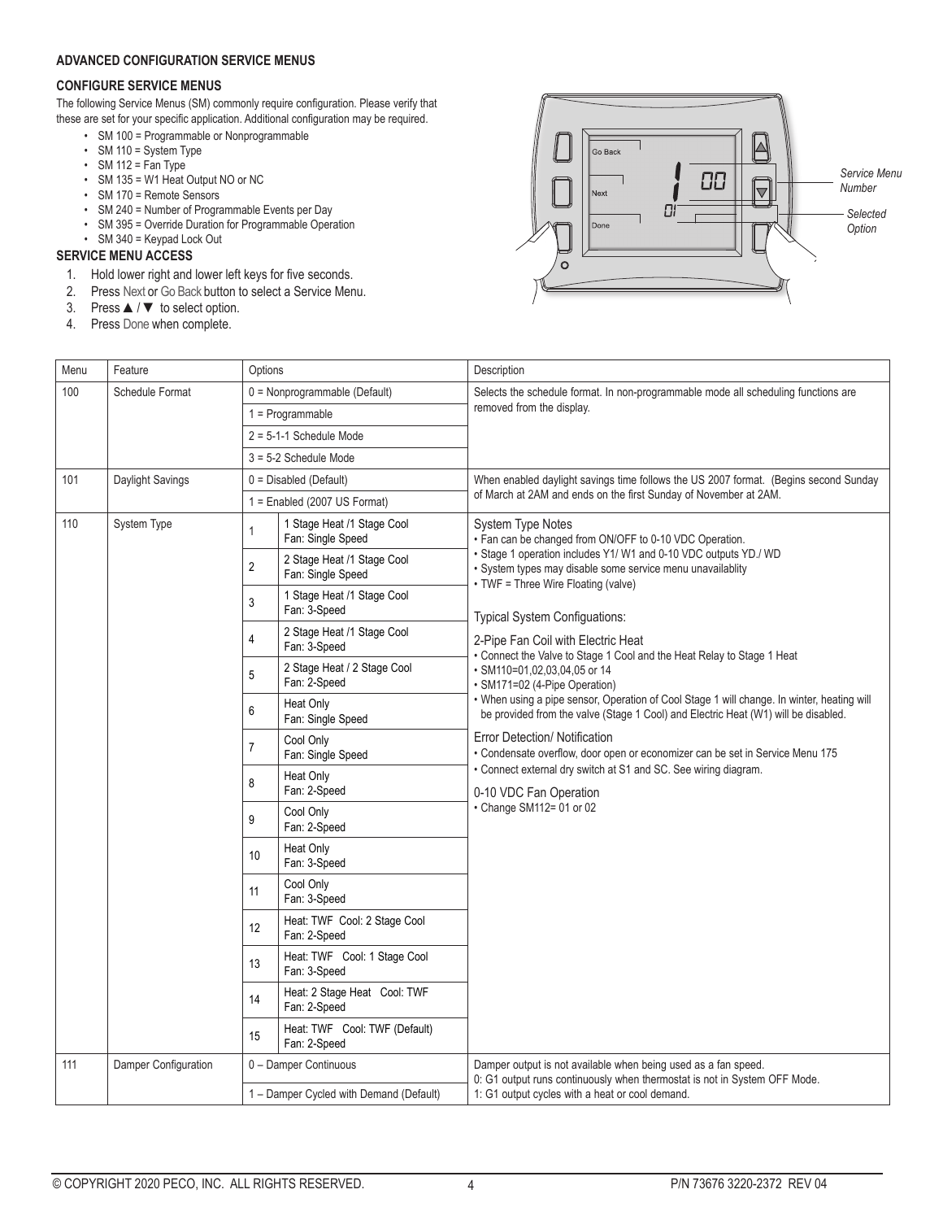## ADVANCED CONFIGURATION SERVICE MENUS

### CONFIGURE SERVICE MENUS

The following Service Menus (SM) commonly require configuration. Please verify that these are set for your specific application. Additional configuration may be required.

- SM 100 = Programmable or Nonprogrammable
- SM 110 = System Type
- SM 112 = Fan Type
- SM 135 = W1 Heat Output NO or NC
- SM 170 = Remote Sensors
- SM 240 = Number of Programmable Events per Day
- SM 395 = Override Duration for Programmable Operation
- SM 340 = Keypad Lock Out

### SERVICE MENU ACCESS

1. Hold lower right and lower left keys for five seconds.
2. Press Next or Go Back button to select a Service Menu.
3. Press ▲ / ▼ to select option.
4. Press Done when complete.

Go Back
Next
Done
1 00
01
*Service Menu Number*
*Selected Option*

| Menu | Feature | Options | | Description |
|---|---|---|---|---|
| 100 | Schedule Format | 0 = Nonprogrammable (Default) | | Selects the schedule format. In non-programmable mode all scheduling functions are removed from the display. |
| | | 1 = Programmable | | |
| | | 2 = 5-1-1 Schedule Mode | | |
| | | 3 = 5-2 Schedule Mode | | |
| 101 | Daylight Savings | 0 = Disabled (Default) | | When enabled daylight savings time follows the US 2007 format. (Begins second Sunday of March at 2AM and ends on the first Sunday of November at 2AM. |
| | | 1 = Enabled (2007 US Format) | | |
| 110 | System Type | 1 | 1 Stage Heat /1 Stage Cool<br>Fan: Single Speed | System Type Notes<br>• Fan can be changed from ON/OFF to 0-10 VDC Operation.<br>• Stage 1 operation includes Y1/ W1 and 0-10 VDC outputs YD./ WD<br>• System types may disable some service menu unavailablity<br>• TWF = Three Wire Floating (valve)<br><br>Typical System Configuations:<br><br>2-Pipe Fan Coil with Electric Heat<br>• Connect the Valve to Stage 1 Cool and the Heat Relay to Stage 1 Heat<br>• SM110=01,02,03,04,05 or 14<br>• SM171=02 (4-Pipe Operation)<br>• When using a pipe sensor, Operation of Cool Stage 1 will change. In winter, heating will be provided from the valve (Stage 1 Cool) and Electric Heat (W1) will be disabled.<br><br>Error Detection/ Notification<br>• Condensate overflow, door open or economizer can be set in Service Menu 175<br>• Connect external dry switch at S1 and SC. See wiring diagram.<br><br>0-10 VDC Fan Operation<br>• Change SM112= 01 or 02 |
| | | 2 | 2 Stage Heat /1 Stage Cool<br>Fan: Single Speed | |
| | | 3 | 1 Stage Heat /1 Stage Cool<br>Fan: 3-Speed | |
| | | 4 | 2 Stage Heat /1 Stage Cool<br>Fan: 3-Speed | |
| | | 5 | 2 Stage Heat / 2 Stage Cool<br>Fan: 2-Speed | |
| | | 6 | Heat Only<br>Fan: Single Speed | |
| | | 7 | Cool Only<br>Fan: Single Speed | |
| | | 8 | Heat Only<br>Fan: 2-Speed | |
| | | 9 | Cool Only<br>Fan: 2-Speed | |
| | | 10 | Heat Only<br>Fan: 3-Speed | |
| | | 11 | Cool Only<br>Fan: 3-Speed | |
| | | 12 | Heat: TWF Cool: 2 Stage Cool<br>Fan: 2-Speed | |
| | | 13 | Heat: TWF Cool: 1 Stage Cool<br>Fan: 3-Speed | |
| | | 14 | Heat: 2 Stage Heat Cool: TWF<br>Fan: 2-Speed | |
| | | 15 | Heat: TWF Cool: TWF (Default)<br>Fan: 2-Speed | |
| 111 | Damper Configuration | 0 – Damper Continuous | | Damper output is not available when being used as a fan speed.<br>0: G1 output runs continuously when thermostat is not in System OFF Mode.<br>1: G1 output cycles with a heat or cool demand. |
| | | 1 – Damper Cycled with Demand (Default) | | |

© COPYRIGHT 2020 PECO, INC. ALL RIGHTS RESERVED. P/N 73676 3220-2372 REV 04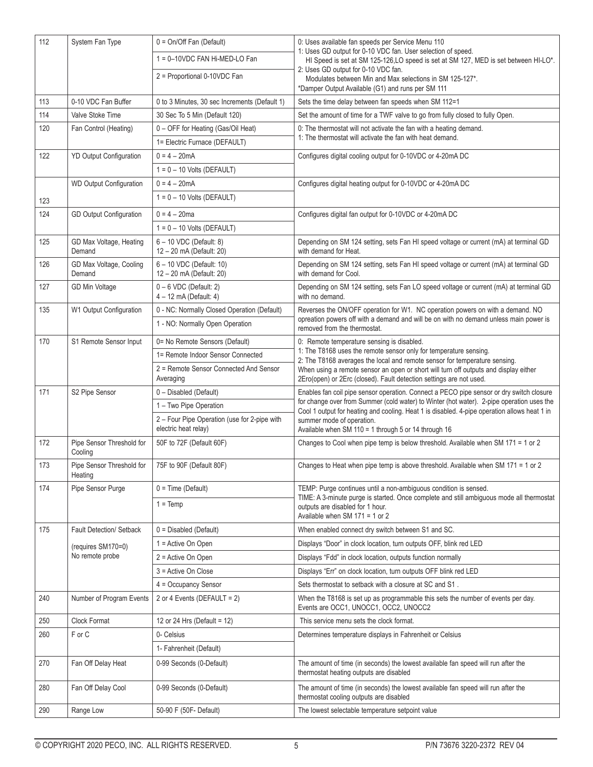| | | | |
|---|---|---|---|
| 112 | System Fan Type | 0 = On/Off Fan (Default) | 0: Uses available fan speeds per Service Menu 110<br>1: Uses GD output for 0-10 VDC fan. User selection of speed.<br>HI Speed is set at SM 125-126,LO speed is set at SM 127, MED is set between HI-LO*.<br>2: Uses GD output for 0-10 VDC fan.<br>Modulates between Min and Max selections in SM 125-127*.<br>*Damper Output Available (G1) and runs per SM 111 |
| | | 1 = 0–10VDC FAN Hi-MED-LO Fan | |
| | | 2 = Proportional 0-10VDC Fan | |
| 113 | 0-10 VDC Fan Buffer | 0 to 3 Minutes, 30 sec Increments (Default 1) | Sets the time delay between fan speeds when SM 112=1 |
| 114 | Valve Stoke Time | 30 Sec To 5 Min (Default 120) | Set the amount of time for a TWF valve to go from fully closed to fully Open. |
| 120 | Fan Control (Heating) | 0 – OFF for Heating (Gas/Oil Heat) | 0: The thermostat will not activate the fan with a heating demand.<br>1: The thermostat will activate the fan with heat demand. |
| | | 1= Electric Furnace (DEFAULT) | |
| 122 | YD Output Configuration | 0 = 4 – 20mA | Configures digital cooling output for 0-10VDC or 4-20mA DC |
| | | 1 = 0 – 10 Volts (DEFAULT) | |
| 123 | WD Output Configuration | 0 = 4 – 20mA | Configures digital heating output for 0-10VDC or 4-20mA DC |
| | | 1 = 0 – 10 Volts (DEFAULT) | |
| 124 | GD Output Configuration | 0 = 4 – 20ma | Configures digital fan output for 0-10VDC or 4-20mA DC |
| | | 1 = 0 – 10 Volts (DEFAULT) | |
| 125 | GD Max Voltage, Heating Demand | 6 – 10 VDC (Default: 8)<br>12 – 20 mA (Default: 20) | Depending on SM 124 setting, sets Fan HI speed voltage or current (mA) at terminal GD with demand for Heat. |
| 126 | GD Max Voltage, Cooling Demand | 6 – 10 VDC (Default: 10)<br>12 – 20 mA (Default: 20) | Depending on SM 124 setting, sets Fan HI speed voltage or current (mA) at terminal GD with demand for Cool. |
| 127 | GD Min Voltage | 0 – 6 VDC (Default: 2)<br>4 – 12 mA (Default: 4) | Depending on SM 124 setting, sets Fan LO speed voltage or current (mA) at terminal GD with no demand. |
| 135 | W1 Output Configuration | 0 - NC: Normally Closed Operation (Default) | Reverses the ON/OFF operation for W1. NC operation powers on with a demand. NO opreation powers off with a demand and will be on with no demand unless main power is removed from the thermostat. |
| | | 1 - NO: Normally Open Operation | |
| 170 | S1 Remote Sensor Input | 0= No Remote Sensors (Default) | 0: Remote temperature sensing is disabled.<br>1: The T8168 uses the remote sensor only for temperature sensing.<br>2: The T8168 averages the local and remote sensor for temperature sensing.<br>When using a remote sensor an open or short will turn off outputs and display either 2Ero(open) or 2Erc (closed). Fault detection settings are not used. |
| | | 1= Remote Indoor Sensor Connected | |
| | | 2 = Remote Sensor Connected And Sensor Averaging | |
| 171 | S2 Pipe Sensor | 0 – Disabled (Default) | Enables fan coil pipe sensor operation. Connect a PECO pipe sensor or dry switch closure for change over from Summer (cold water) to Winter (hot water). 2-pipe operation uses the Cool 1 output for heating and cooling. Heat 1 is disabled. 4-pipe operation allows heat 1 in summer mode of operation.<br>Available when SM 110 = 1 through 5 or 14 through 16 |
| | | 1 – Two Pipe Operation | |
| | | 2 – Four Pipe Operation (use for 2-pipe with electric heat relay) | |
| 172 | Pipe Sensor Threshold for Cooling | 50F to 72F (Default 60F) | Changes to Cool when pipe temp is below threshold. Available when SM 171 = 1 or 2 |
| 173 | Pipe Sensor Threshold for Heating | 75F to 90F (Default 80F) | Changes to Heat when pipe temp is above threshold. Available when SM 171 = 1 or 2 |
| 174 | Pipe Sensor Purge | 0 = Time (Default) | TEMP: Purge continues until a non-ambiguous condition is sensed.<br>TIME: A 3-minute purge is started. Once complete and still ambiguous mode all thermostat outputs are disabled for 1 hour.<br>Available when SM 171 = 1 or 2 |
| | | 1 = Temp | |
| 175 | Fault Detection/ Setback | 0 = Disabled (Default) | When enabled connect dry switch between S1 and SC. |
| | (requires SM170=0) | 1 = Active On Open | Displays "Door" in clock location, turn outputs OFF, blink red LED |
| | No remote probe | 2 = Active On Open | Displays "Fdd" in clock location, outputs function normally |
| | | 3 = Active On Close | Displays "Err" on clock location, turn outputs OFF blink red LED |
| | | 4 = Occupancy Sensor | Sets thermostat to setback with a closure at SC and S1 . |
| 240 | Number of Program Events | 2 or 4 Events (DEFAULT = 2) | When the T8168 is set up as programmable this sets the number of events per day. Events are OCC1, UNOCC1, OCC2, UNOCC2 |
| 250 | Clock Format | 12 or 24 Hrs (Default = 12) | This service menu sets the clock format. |
| 260 | F or C | 0- Celsius | Determines temperature displays in Fahrenheit or Celsius |
| | | 1- Fahrenheit (Default) | |
| 270 | Fan Off Delay Heat | 0-99 Seconds (0-Default) | The amount of time (in seconds) the lowest available fan speed will run after the thermostat heating outputs are disabled |
| 280 | Fan Off Delay Cool | 0-99 Seconds (0-Default) | The amount of time (in seconds) the lowest available fan speed will run after the thermostat cooling outputs are disabled |
| 290 | Range Low | 50-90 F (50F- Default) | The lowest selectable temperature setpoint value |

© COPYRIGHT 2020 PECO, INC. ALL RIGHTS RESERVED. P/N 73676 3220-2372 REV 04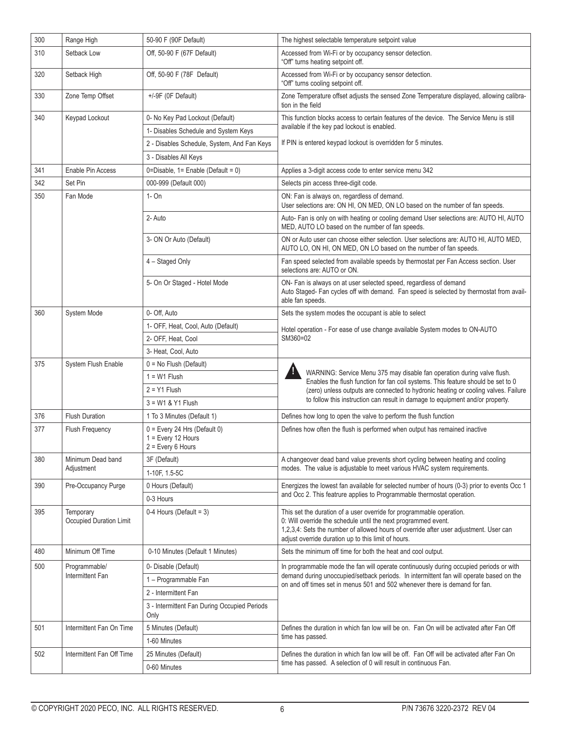| 300 | Range High | 50-90 F (90F Default) | The highest selectable temperature setpoint value |
|---|---|---|---|
| 310 | Setback Low | Off, 50-90 F (67F Default) | Accessed from Wi-Fi or by occupancy sensor detection. "Off" turns heating setpoint off. |
| 320 | Setback High | Off, 50-90 F (78F Default) | Accessed from Wi-Fi or by occupancy sensor detection. "Off" turns cooling setpoint off. |
| 330 | Zone Temp Offset | +/-9F (0F Default) | Zone Temperature offset adjusts the sensed Zone Temperature displayed, allowing calibration in the field |
| 340 | Keypad Lockout | 0- No Key Pad Lockout (Default) | This function blocks access to certain features of the device. The Service Menu is still available if the key pad lockout is enabled. |
| | | 1- Disables Schedule and System Keys | |
| | | 2 - Disables Schedule, System, And Fan Keys | If PIN is entered keypad lockout is overridden for 5 minutes. |
| | | 3 - Disables All Keys | |
| 341 | Enable Pin Access | 0=Disable, 1= Enable (Default = 0) | Applies a 3-digit access code to enter service menu 342 |
| 342 | Set Pin | 000-999 (Default 000) | Selects pin access three-digit code. |
| 350 | Fan Mode | 1- On | ON: Fan is always on, regardless of demand. User selections are: ON HI, ON MED, ON LO based on the number of fan speeds. |
| | | 2- Auto | Auto- Fan is only on with heating or cooling demand User selections are: AUTO HI, AUTO MED, AUTO LO based on the number of fan speeds. |
| | | 3- ON Or Auto (Default) | ON or Auto user can choose either selection. User selections are: AUTO HI, AUTO MED, AUTO LO, ON HI, ON MED, ON LO based on the number of fan speeds. |
| | | 4 – Staged Only | Fan speed selected from available speeds by thermostat per Fan Access section. User selections are: AUTO or ON. |
| | | 5- On Or Staged - Hotel Mode | ON- Fan is always on at user selected speed, regardless of demand Auto Staged- Fan cycles off with demand. Fan speed is selected by thermostat from available fan speeds. |
| 360 | System Mode | 0- Off, Auto | Sets the system modes the occupant is able to select |
| | | 1- OFF, Heat, Cool, Auto (Default) | Hotel operation - For ease of use change available System modes to ON-AUTO SM360=02 |
| | | 2- OFF, Heat, Cool | |
| | | 3- Heat, Cool, Auto | |
| 375 | System Flush Enable | 0 = No Flush (Default) | WARNING: Service Menu 375 may disable fan operation during valve flush. Enables the flush function for fan coil systems. This feature should be set to 0 (zero) unless outputs are connected to hydronic heating or cooling valves. Failure to follow this instruction can result in damage to equipment and/or property. |
| | | 1 = W1 Flush | |
| | | 2 = Y1 Flush | |
| | | 3 = W1 & Y1 Flush | |
| 376 | Flush Duration | 1 To 3 Minutes (Default 1) | Defines how long to open the valve to perform the flush function |
| 377 | Flush Frequency | 0 = Every 24 Hrs (Default 0) 1 = Every 12 Hours 2 = Every 6 Hours | Defines how often the flush is performed when output has remained inactive |
| 380 | Minimum Dead band Adjustment | 3F (Default) | A changeover dead band value prevents short cycling between heating and cooling modes. The value is adjustable to meet various HVAC system requirements. |
| | | 1-10F, 1.5-5C | |
| 390 | Pre-Occupancy Purge | 0 Hours (Default) | Energizes the lowest fan available for selected number of hours (0-3) prior to events Occ 1 and Occ 2. This featrure applies to Programmable thermostat operation. |
| | | 0-3 Hours | |
| 395 | Temporary Occupied Duration Limit | 0-4 Hours (Default = 3) | This set the duration of a user override for programmable operation. 0: Will override the schedule until the next programmed event. 1,2,3,4: Sets the number of allowed hours of override after user adjustment. User can adjust override duration up to this limit of hours. |
| 480 | Minimum Off Time | 0-10 Minutes (Default 1 Minutes) | Sets the minimum off time for both the heat and cool output. |
| 500 | Programmable/ Intermittent Fan | 0- Disable (Default) | In programmable mode the fan will operate continuously during occupied periods or with demand during unoccupied/setback periods. In intermittent fan will operate based on the on and off times set in menus 501 and 502 whenever there is demand for fan. |
| | | 1 – Programmable Fan | |
| | | 2 - Intermittent Fan | |
| | | 3 - Intermittent Fan During Occupied Periods Only | |
| 501 | Intermittent Fan On Time | 5 Minutes (Default) | Defines the duration in which fan low will be on. Fan On will be activated after Fan Off time has passed. |
| | | 1-60 Minutes | |
| 502 | Intermittent Fan Off Time | 25 Minutes (Default) | Defines the duration in which fan low will be off. Fan Off will be activated after Fan On time has passed. A selection of 0 will result in continuous Fan. |
| | | 0-60 Minutes | |

© COPYRIGHT 2020 PECO, INC. ALL RIGHTS RESERVED. P/N 73676 3220-2372 REV 04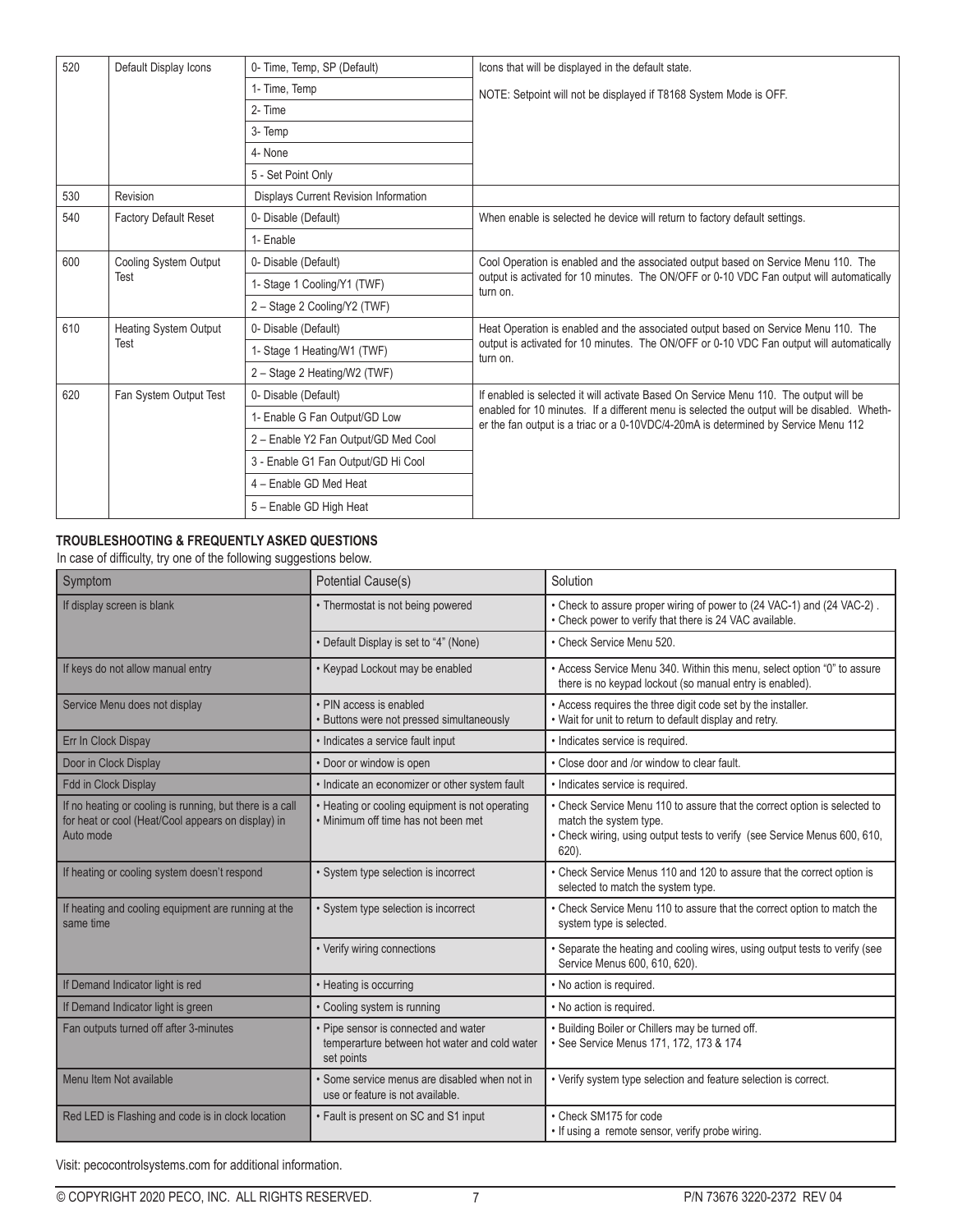| 520 | Default Display Icons | 0- Time, Temp, SP (Default) | Icons that will be displayed in the default state. NOTE: Setpoint will not be displayed if T8168 System Mode is OFF. |
|---|---|---|---|
| | | 1- Time, Temp | |
| | | 2- Time | |
| | | 3- Temp | |
| | | 4- None | |
| | | 5 - Set Point Only | |
| 530 | Revision | Displays Current Revision Information | |
| 540 | Factory Default Reset | 0- Disable (Default) | When enable is selected he device will return to factory default settings. |
| | | 1- Enable | |
| 600 | Cooling System Output Test | 0- Disable (Default) | Cool Operation is enabled and the associated output based on Service Menu 110. The output is activated for 10 minutes. The ON/OFF or 0-10 VDC Fan output will automatically turn on. |
| | | 1- Stage 1 Cooling/Y1 (TWF) | |
| | | 2 – Stage 2 Cooling/Y2 (TWF) | |
| 610 | Heating System Output Test | 0- Disable (Default) | Heat Operation is enabled and the associated output based on Service Menu 110. The output is activated for 10 minutes. The ON/OFF or 0-10 VDC Fan output will automatically turn on. |
| | | 1- Stage 1 Heating/W1 (TWF) | |
| | | 2 – Stage 2 Heating/W2 (TWF) | |
| 620 | Fan System Output Test | 0- Disable (Default) | If enabled is selected it will activate Based On Service Menu 110. The output will be enabled for 10 minutes. If a different menu is selected the output will be disabled. Whether the fan output is a triac or a 0-10VDC/4-20mA is determined by Service Menu 112 |
| | | 1- Enable G Fan Output/GD Low | |
| | | 2 – Enable Y2 Fan Output/GD Med Cool | |
| | | 3 - Enable G1 Fan Output/GD Hi Cool | |
| | | 4 – Enable GD Med Heat | |
| | | 5 – Enable GD High Heat | |

**TROUBLESHOOTING & FREQUENTLY ASKED QUESTIONS**

In case of difficulty, try one of the following suggestions below.

| Symptom | Potential Cause(s) | Solution |
|---|---|---|
| If display screen is blank | • Thermostat is not being powered | • Check to assure proper wiring of power to (24 VAC-1) and (24 VAC-2) .<br>• Check power to verify that there is 24 VAC available. |
| | • Default Display is set to "4" (None) | • Check Service Menu 520. |
| If keys do not allow manual entry | • Keypad Lockout may be enabled | • Access Service Menu 340. Within this menu, select option "0" to assure there is no keypad lockout (so manual entry is enabled). |
| Service Menu does not display | • PIN access is enabled<br>• Buttons were not pressed simultaneously | • Access requires the three digit code set by the installer.<br>• Wait for unit to return to default display and retry. |
| Err In Clock Dispay | • Indicates a service fault input | • Indicates service is required. |
| Door in Clock Display | • Door or window is open | • Close door and /or window to clear fault. |
| Fdd in Clock Display | • Indicate an economizer or other system fault | • Indicates service is required. |
| If no heating or cooling is running, but there is a call for heat or cool (Heat/Cool appears on display) in Auto mode | • Heating or cooling equipment is not operating<br>• Minimum off time has not been met | • Check Service Menu 110 to assure that the correct option is selected to match the system type.<br>• Check wiring, using output tests to verify (see Service Menus 600, 610, 620). |
| If heating or cooling system doesn't respond | • System type selection is incorrect | • Check Service Menus 110 and 120 to assure that the correct option is selected to match the system type. |
| If heating and cooling equipment are running at the same time | • System type selection is incorrect | • Check Service Menu 110 to assure that the correct option to match the system type is selected. |
| | • Verify wiring connections | • Separate the heating and cooling wires, using output tests to verify (see Service Menus 600, 610, 620). |
| If Demand Indicator light is red | • Heating is occurring | • No action is required. |
| If Demand Indicator light is green | • Cooling system is running | • No action is required. |
| Fan outputs turned off after 3-minutes | • Pipe sensor is connected and water temperarture between hot water and cold water set points | • Building Boiler or Chillers may be turned off.<br>• See Service Menus 171, 172, 173 & 174 |
| Menu Item Not available | • Some service menus are disabled when not in use or feature is not available. | • Verify system type selection and feature selection is correct. |
| Red LED is Flashing and code is in clock location | • Fault is present on SC and S1 input | • Check SM175 for code<br>• If using a remote sensor, verify probe wiring. |

Visit: pecocontrolsystems.com for additional information.

© COPYRIGHT 2020 PECO, INC. ALL RIGHTS RESERVED. P/N 73676 3220-2372 REV 04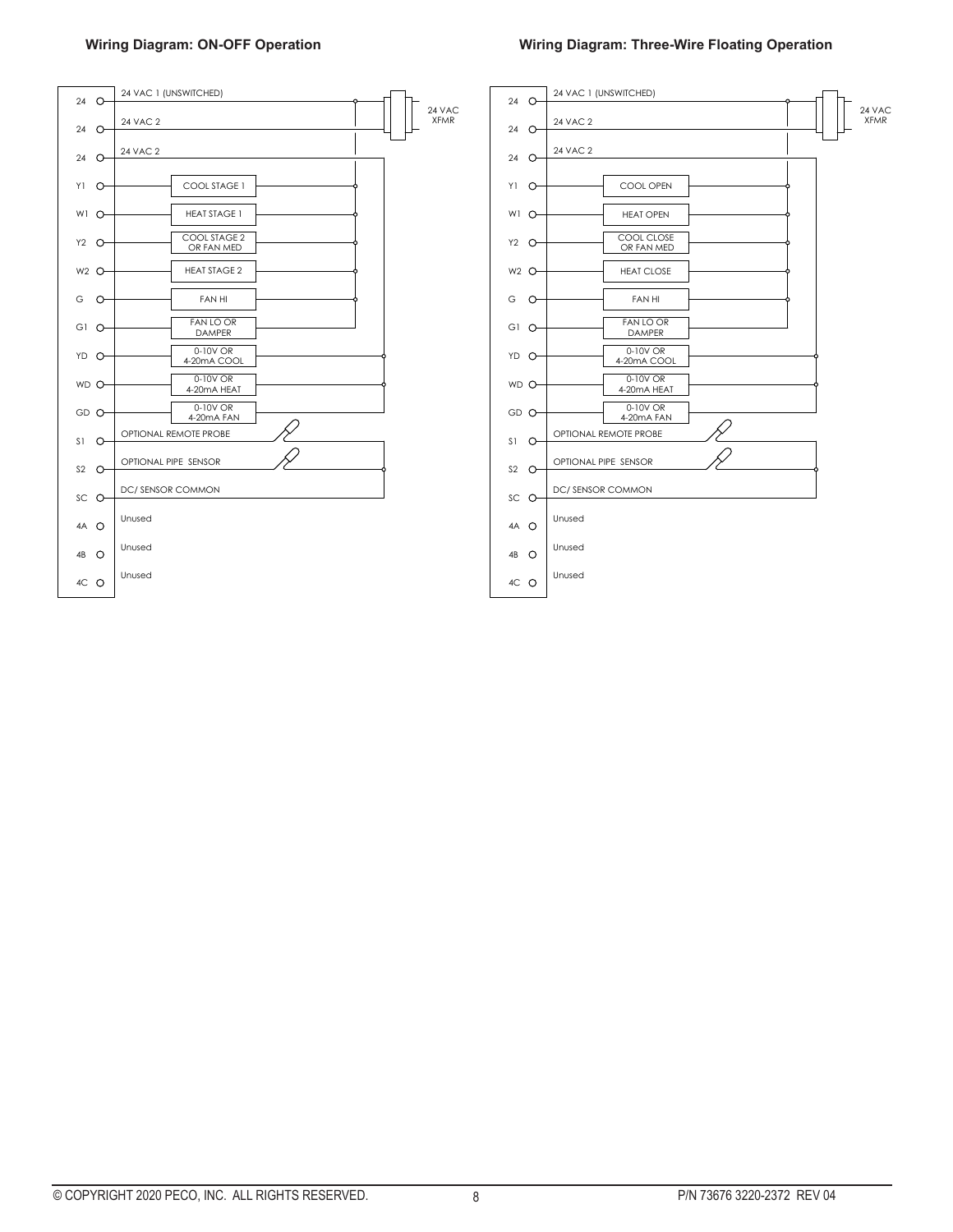**Wiring Diagram: ON-OFF Operation**

24 VAC 1 (UNSWITCHED)
24 VAC 2
24 VAC 2
24 VAC XFMR

24
24
24
Y1
W1
Y2
W2
G
G1
YD
WD
GD
S1
S2
SC
4A
4B
4C

COOL STAGE 1
HEAT STAGE 1
COOL STAGE 2 OR FAN MED
HEAT STAGE 2
FAN HI
FAN LO OR DAMPER
0-10V OR 4-20mA COOL
0-10V OR 4-20mA HEAT
0-10V OR 4-20mA FAN
OPTIONAL REMOTE PROBE
OPTIONAL PIPE SENSOR
DC/ SENSOR COMMON
Unused
Unused
Unused

**Wiring Diagram: Three-Wire Floating Operation**

24 VAC 1 (UNSWITCHED)
24 VAC 2
24 VAC 2
24 VAC XFMR

24
24
24
Y1
W1
Y2
W2
G
G1
YD
WD
GD
S1
S2
SC
4A
4B
4C

COOL OPEN
HEAT OPEN
COOL CLOSE OR FAN MED
HEAT CLOSE
FAN HI
FAN LO OR DAMPER
0-10V OR 4-20mA COOL
0-10V OR 4-20mA HEAT
0-10V OR 4-20mA FAN
OPTIONAL REMOTE PROBE
OPTIONAL PIPE SENSOR
DC/ SENSOR COMMON
Unused
Unused
Unused

© COPYRIGHT 2020 PECO, INC. ALL RIGHTS RESERVED.

P/N 73676 3220-2372 REV 04